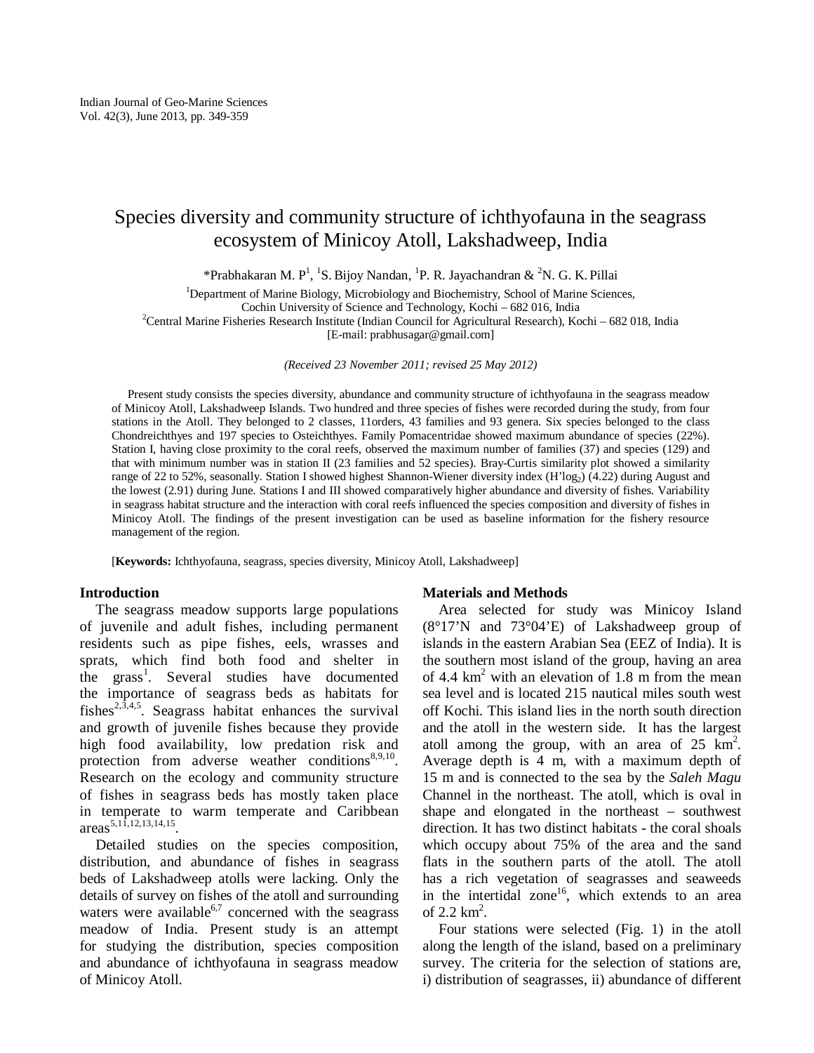# Species diversity and community structure of ichthyofauna in the seagrass ecosystem of Minicoy Atoll, Lakshadweep, India

*Prabhakaran M. P[1], [1]S. Bijoy Nandan, [1]P. R. Jayachandran & [2]N. G. K. Pillai

[1]Department of Marine Biology, Microbiology and Biochemistry, School of Marine Sciences, Cochin University of Science and Technology, Kochi – 682 016, India

[2]Central Marine Fisheries Research Institute (Indian Council for Agricultural Research), Kochi – 682 018, India

[E-mail: prabhusagar@gmail.com]

*(Received 23 November 2011; revised 25 May 2012)*

Present study consists the species diversity, abundance and community structure of ichthyofauna in the seagrass meadow of Minicoy Atoll, Lakshadweep Islands. Two hundred and three species of fishes were recorded during the study, from four stations in the Atoll. They belonged to 2 classes, 11orders, 43 families and 93 genera. Six species belonged to the class Chondreichthyes and 197 species to Osteichthyes. Family Pomacentridae showed maximum abundance of species (22%). Station I, having close proximity to the coral reefs, observed the maximum number of families (37) and species (129) and that with minimum number was in station II (23 families and 52 species). Bray-Curtis similarity plot showed a similarity range of 22 to 52%, seasonally. Station I showed highest Shannon-Wiener diversity index ($H'log_2$) (4.22) during August and the lowest (2.91) during June. Stations I and III showed comparatively higher abundance and diversity of fishes. Variability in seagrass habitat structure and the interaction with coral reefs influenced the species composition and diversity of fishes in Minicoy Atoll. The findings of the present investigation can be used as baseline information for the fishery resource management of the region.

[**Keywords:** Ichthyofauna, seagrass, species diversity, Minicoy Atoll, Lakshadweep]

## Introduction

The seagrass meadow supports large populations of juvenile and adult fishes, including permanent residents such as pipe fishes, eels, wrasses and sprats, which find both food and shelter in the grass[1]. Several studies have documented the importance of seagrass beds as habitats for fishes[2,3,4,5]. Seagrass habitat enhances the survival and growth of juvenile fishes because they provide high food availability, low predation risk and protection from adverse weather conditions[8,9,10]. Research on the ecology and community structure of fishes in seagrass beds has mostly taken place in temperate to warm temperate and Caribbean areas[5,11,12,13,14,15].

Detailed studies on the species composition, distribution, and abundance of fishes in seagrass beds of Lakshadweep atolls were lacking. Only the details of survey on fishes of the atoll and surrounding waters were available[6,7] concerned with the seagrass meadow of India. Present study is an attempt for studying the distribution, species composition and abundance of ichthyofauna in seagrass meadow of Minicoy Atoll.

## Materials and Methods

Area selected for study was Minicoy Island (8°17'N and 73°04'E) of Lakshadweep group of islands in the eastern Arabian Sea (EEZ of India). It is the southern most island of the group, having an area of 4.4 km$^2$ with an elevation of 1.8 m from the mean sea level and is located 215 nautical miles south west off Kochi. This island lies in the north south direction and the atoll in the western side. It has the largest atoll among the group, with an area of 25 km$^2$. Average depth is 4 m, with a maximum depth of 15 m and is connected to the sea by the *Saleh Magu* Channel in the northeast. The atoll, which is oval in shape and elongated in the northeast – southwest direction. It has two distinct habitats - the coral shoals which occupy about 75% of the area and the sand flats in the southern parts of the atoll. The atoll has a rich vegetation of seagrasses and seaweeds in the intertidal zone[16], which extends to an area of 2.2 km$^2$.

Four stations were selected (Fig. 1) in the atoll along the length of the island, based on a preliminary survey. The criteria for the selection of stations are, i) distribution of seagrasses, ii) abundance of different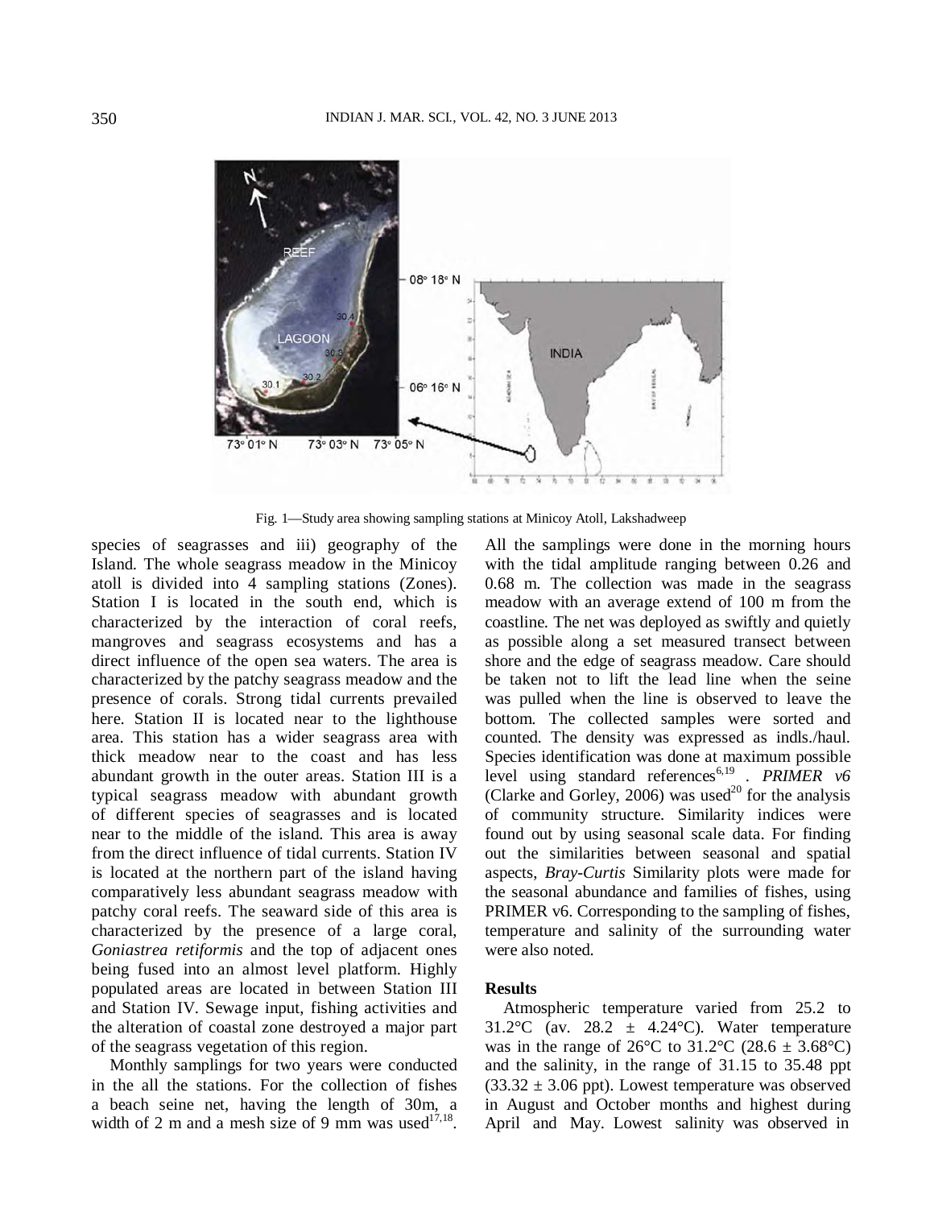Fig. 1—Study area showing sampling stations at Minicoy Atoll, Lakshadweep

species of seagrasses and iii) geography of the Island. The whole seagrass meadow in the Minicoy atoll is divided into 4 sampling stations (Zones). Station I is located in the south end, which is characterized by the interaction of coral reefs, mangroves and seagrass ecosystems and has a direct influence of the open sea waters. The area is characterized by the patchy seagrass meadow and the presence of corals. Strong tidal currents prevailed here. Station II is located near to the lighthouse area. This station has a wider seagrass area with thick meadow near to the coast and has less abundant growth in the outer areas. Station III is a typical seagrass meadow with abundant growth of different species of seagrasses and is located near to the middle of the island. This area is away from the direct influence of tidal currents. Station IV is located at the northern part of the island having comparatively less abundant seagrass meadow with patchy coral reefs. The seaward side of this area is characterized by the presence of a large coral, *Goniastrea retiformis* and the top of adjacent ones being fused into an almost level platform. Highly populated areas are located in between Station III and Station IV. Sewage input, fishing activities and the alteration of coastal zone destroyed a major part of the seagrass vegetation of this region.

Monthly samplings for two years were conducted in the all the stations. For the collection of fishes a beach seine net, having the length of 30m, a width of 2 m and a mesh size of 9 mm was used[17,18]. All the samplings were done in the morning hours with the tidal amplitude ranging between 0.26 and 0.68 m. The collection was made in the seagrass meadow with an average extend of 100 m from the coastline. The net was deployed as swiftly and quietly as possible along a set measured transect between shore and the edge of seagrass meadow. Care should be taken not to lift the lead line when the seine was pulled when the line is observed to leave the bottom. The collected samples were sorted and counted. The density was expressed as indls./haul. Species identification was done at maximum possible level using standard references[6,19] . *PRIMER v6* (Clarke and Gorley, 2006) was used[20] for the analysis of community structure. Similarity indices were found out by using seasonal scale data. For finding out the similarities between seasonal and spatial aspects, *Bray-Curtis* Similarity plots were made for the seasonal abundance and families of fishes, using PRIMER v6. Corresponding to the sampling of fishes, temperature and salinity of the surrounding water were also noted.

## Results

Atmospheric temperature varied from 25.2 to 31.2°C (av. 28.2 ± 4.24°C). Water temperature was in the range of 26°C to 31.2°C (28.6 ± 3.68°C) and the salinity, in the range of 31.15 to 35.48 ppt (33.32 ± 3.06 ppt). Lowest temperature was observed in August and October months and highest during April and May. Lowest salinity was observed in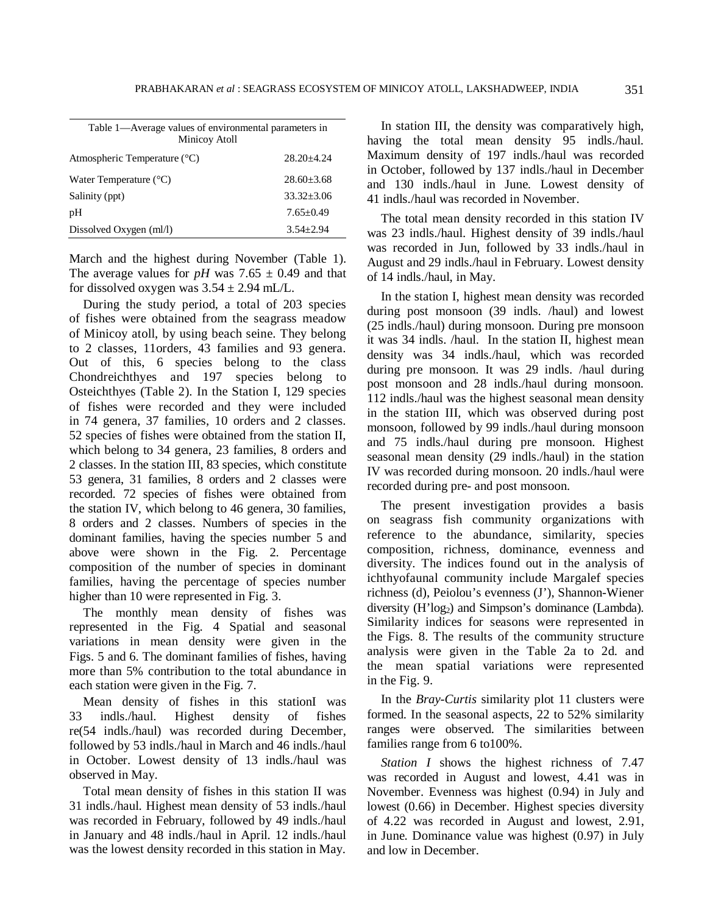Table 1—Average values of environmental parameters in Minicoy Atoll

| Parameter | Value |
|---|---|
| Atmospheric Temperature (°C) | 28.20±4.24 |
| Water Temperature (°C) | 28.60±3.68 |
| Salinity (ppt) | 33.32±3.06 |
| pH | 7.65±0.49 |
| Dissolved Oxygen (ml/l) | 3.54±2.94 |

March and the highest during November (Table 1). The average values for *pH* was 7.65 ± 0.49 and that for dissolved oxygen was 3.54 ± 2.94 mL/L.

During the study period, a total of 203 species of fishes were obtained from the seagrass meadow of Minicoy atoll, by using beach seine. They belong to 2 classes, 11orders, 43 families and 93 genera. Out of this, 6 species belong to the class Chondreichthyes and 197 species belong to Osteichthyes (Table 2). In the Station I, 129 species of fishes were recorded and they were included in 74 genera, 37 families, 10 orders and 2 classes. 52 species of fishes were obtained from the station II, which belong to 34 genera, 23 families, 8 orders and 2 classes. In the station III, 83 species, which constitute 53 genera, 31 families, 8 orders and 2 classes were recorded. 72 species of fishes were obtained from the station IV, which belong to 46 genera, 30 families, 8 orders and 2 classes. Numbers of species in the dominant families, having the species number 5 and above were shown in the Fig. 2. Percentage composition of the number of species in dominant families, having the percentage of species number higher than 10 were represented in Fig. 3.

The monthly mean density of fishes was represented in the Fig. 4 Spatial and seasonal variations in mean density were given in the Figs. 5 and 6. The dominant families of fishes, having more than 5% contribution to the total abundance in each station were given in the Fig. 7.

Mean density of fishes in this stationI was 33 indls./haul. Highest density of fishes re(54 indls./haul) was recorded during December, followed by 53 indls./haul in March and 46 indls./haul in October. Lowest density of 13 indls./haul was observed in May.

Total mean density of fishes in this station II was 31 indls./haul. Highest mean density of 53 indls./haul was recorded in February, followed by 49 indls./haul in January and 48 indls./haul in April. 12 indls./haul was the lowest density recorded in this station in May.

In station III, the density was comparatively high, having the total mean density 95 indls./haul. Maximum density of 197 indls./haul was recorded in October, followed by 137 indls./haul in December and 130 indls./haul in June. Lowest density of 41 indls./haul was recorded in November.

The total mean density recorded in this station IV was 23 indls./haul. Highest density of 39 indls./haul was recorded in Jun, followed by 33 indls./haul in August and 29 indls./haul in February. Lowest density of 14 indls./haul, in May.

In the station I, highest mean density was recorded during post monsoon (39 indls. /haul) and lowest (25 indls./haul) during monsoon. During pre monsoon it was 34 indls. /haul. In the station II, highest mean density was 34 indls./haul, which was recorded during pre monsoon. It was 29 indls. /haul during post monsoon and 28 indls./haul during monsoon. 112 indls./haul was the highest seasonal mean density in the station III, which was observed during post monsoon, followed by 99 indls./haul during monsoon and 75 indls./haul during pre monsoon. Highest seasonal mean density (29 indls./haul) in the station IV was recorded during monsoon. 20 indls./haul were recorded during pre- and post monsoon.

The present investigation provides a basis on seagrass fish community organizations with reference to the abundance, similarity, species composition, richness, dominance, evenness and diversity. The indices found out in the analysis of ichthyofaunal community include Margalef species richness (d), Peiolou's evenness (J'), Shannon-Wiener diversity ($H'\log_2$) and Simpson's dominance (Lambda). Similarity indices for seasons were represented in the Figs. 8. The results of the community structure analysis were given in the Table 2a to 2d. and the mean spatial variations were represented in the Fig. 9.

In the *Bray-Curtis* similarity plot 11 clusters were formed. In the seasonal aspects, 22 to 52% similarity ranges were observed. The similarities between families range from 6 to100%.

*Station I* shows the highest richness of 7.47 was recorded in August and lowest, 4.41 was in November. Evenness was highest (0.94) in July and lowest (0.66) in December. Highest species diversity of 4.22 was recorded in August and lowest, 2.91, in June. Dominance value was highest (0.97) in July and low in December.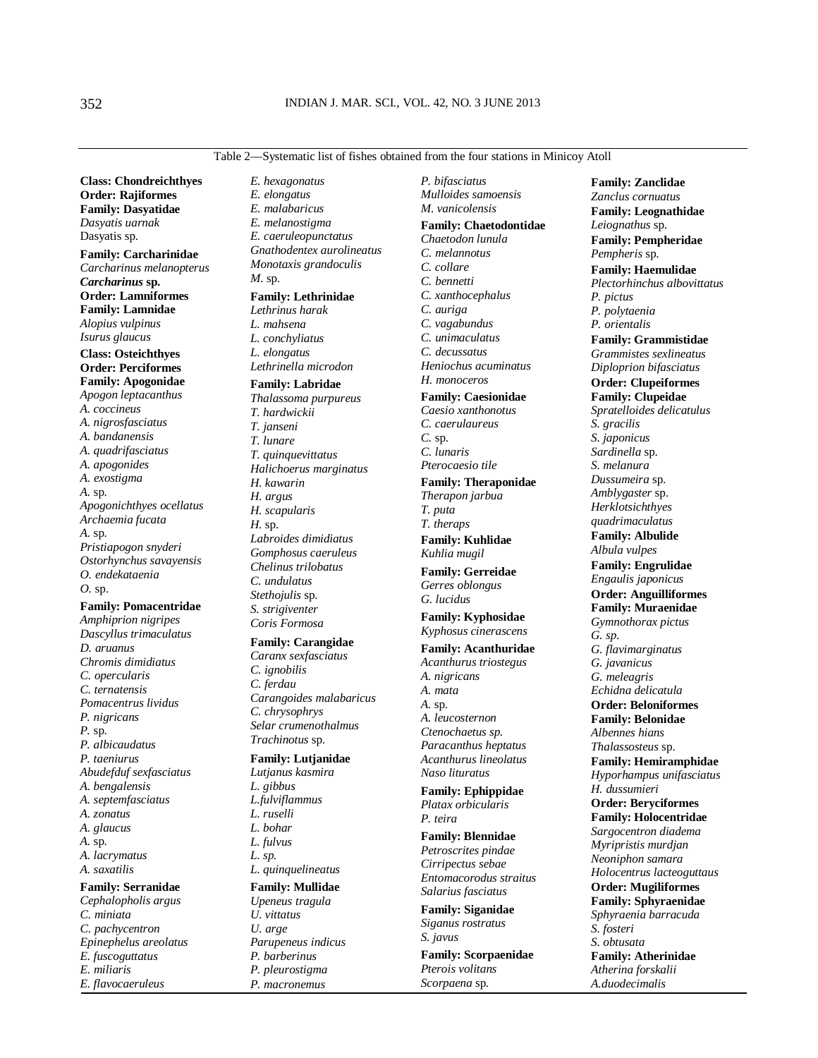Table 2—Systematic list of fishes obtained from the four stations in Minicoy Atoll

**Class: Chondreichthyes**
**Order: Rajiformes**
**Family: Dasyatidae**
*Dasyatis uarnak*
Dasyatis sp.

**Family: Carcharinidae**
*Carcharinus melanopterus*
***Carcharinus* sp.**
**Order: Lamniformes**
**Family: Lamnidae**
*Alopius vulpinus*
*Isurus glaucus*

**Class: Osteichthyes**
**Order: Perciformes**
**Family: Apogonidae**
*Apogon leptacanthus*
*A. coccineus*
*A. nigrosfasciatus*
*A. bandanensis*
*A. quadrifasciatus*
*A. apogonides*
*A. exostigma*
*A.* sp.
*Apogonichthyes ocellatus*
*Archaemia fucata*
*A.* sp.
*Pristiapogon snyderi*
*Ostorhynchus savayensis*
*O. endekataenia*
*O.* sp.

**Family: Pomacentridae**
*Amphiprion nigripes*
*Dascyllus trimaculatus*
*D. aruanus*
*Chromis dimidiatus*
*C. opercularis*
*C. ternatensis*
*Pomacentrus lividus*
*P. nigricans*
*P.* sp.
*P. albicaudatus*
*P. taeniurus*
*Abudefduf sexfasciatus*
*A. bengalensis*
*A. septemfasciatus*
*A. zonatus*
*A. glaucus*
*A.* sp.
*A. lacrymatus*
*A. saxatilis*

**Family: Serranidae**
*Cephalopholis argus*
*C. miniata*
*C. pachycentron*
*Epinephelus areolatus*
*E. fuscoguttatus*
*E. miliaris*
*E. flavocaeruleus*
*E. hexagonatus*
*E. elongatus*
*E. malabaricus*
*E. melanostigma*
*E. caeruleopunctatus*
*Gnathodentex aurolineatus*
*Monotaxis grandoculis*
*M.* sp.

**Family: Lethrinidae**
*Lethrinus harak*
*L. mahsena*
*L. conchyliatus*
*L. elongatus*
*Lethrinella microdon*

**Family: Labridae**
*Thalassoma purpureus*
*T. hardwickii*
*T. janseni*
*T. lunare*
*T. quinquevittatus*
*Halichoerus marginatus*
*H. kawarin*
*H. argus*
*H. scapularis*
*H.* sp.
*Labroides dimidiatus*
*Gomphosus caeruleus*
*Chelinus trilobatus*
*C. undulatus*
*Stethojulis* sp.
*S. strigiventer*
*Coris Formosa*

**Family: Carangidae**
*Caranx sexfasciatus*
*C. ignobilis*
*C. ferdau*
*Carangoides malabaricus*
*C. chrysophrys*
*Selar crumenothalmus*
*Trachinotus* sp.

**Family: Lutjanidae**
*Lutjanus kasmira*
*L. gibbus*
*L.fulviflammus*
*L. ruselli*
*L. bohar*
*L. fulvus*
*L. sp.*
*L. quinquelineatus*

**Family: Mullidae**
*Upeneus tragula*
*U. vittatus*
*U. arge*
*Parupeneus indicus*
*P. barberinus*
*P. pleurostigma*
*P. macronemus*
*P. bifasciatus*
*Mulloides samoensis*
*M. vanicolensis*

**Family: Chaetodontidae**
*Chaetodon lunula*
*C. melannotus*
*C. collare*
*C. bennetti*
*C. xanthocephalus*
*C. auriga*
*C. vagabundus*
*C. unimaculatus*
*C. decussatus*
*Heniochus acuminatus*
*H. monoceros*

**Family: Caesionidae**
*Caesio xanthonotus*
*C. caerulaureus*
*C.* sp.
*C. lunaris*
*Pterocaesio tile*

**Family: Theraponidae**
*Therapon jarbua*
*T. puta*
*T. theraps*

**Family: Kuhlidae**
*Kuhlia mugil*

**Family: Gerreidae**
*Gerres oblongus*
*G. lucidus*

**Family: Kyphosidae**
*Kyphosus cinerascens*

**Family: Acanthuridae**
*Acanthurus triostegus*
*A. nigricans*
*A. mata*
*A.* sp.
*A. leucosternon*
*Ctenochaetus sp.*
*Paracanthus heptatus*
*Acanthurus lineolatus*
*Naso lituratus*

**Family: Ephippidae**
*Platax orbicularis*
*P. teira*

**Family: Blennidae**
*Petroscrites pindae*
*Cirripectus sebae*
*Entomacorodus straitus*
*Salarius fasciatus*

**Family: Siganidae**
*Siganus rostratus*
*S. javus*

**Family: Scorpaenidae**
*Pterois volitans*
*Scorpaena* sp.

**Family: Zanclidae**
*Zanclus cornuatus*

**Family: Leognathidae**
*Leiognathus* sp.

**Family: Pempheridae**
*Pempheris* sp.

**Family: Haemulidae**
*Plectorhinchus albovittatus*
*P. pictus*
*P. polytaenia*
*P. orientalis*

**Family: Grammistidae**
*Grammistes sexlineatus*
*Diploprion bifasciatus*

**Order: Clupeiformes**
**Family: Clupeidae**
*Spratelloides delicatulus*
*S. gracilis*
*S. japonicus*
*Sardinella* sp.
*S. melanura*
*Dussumeira* sp.
*Amblygaster* sp.
*Herklotsichthyes quadrimaculatus*

**Family: Albulide**
*Albula vulpes*

**Family: Engrulidae**
*Engaulis japonicus*

**Order: Anguilliformes**
**Family: Muraenidae**
*Gymnothorax pictus*
*G. sp.*
*G. flavimarginatus*
*G. javanicus*
*G. meleagris*
*Echidna delicatula*

**Order: Beloniformes**
**Family: Belonidae**
*Albennes hians*
*Thalassosteus* sp.

**Family: Hemiramphidae**
*Hyporhampus unifasciatus*
*H. dussumieri*

**Order: Beryciformes**
**Family: Holocentridae**
*Sargocentron diadema*
*Myripristis murdjan*
*Neoniphon samara*
*Holocentrus lacteoguttaus*

**Order: Mugiliformes**
**Family: Sphyraenidae**
*Sphyraenia barracuda*
*S. fosteri*
*S. obtusata*

**Family: Atherinidae**
*Atherina forskalii*
*A.duodecimalis*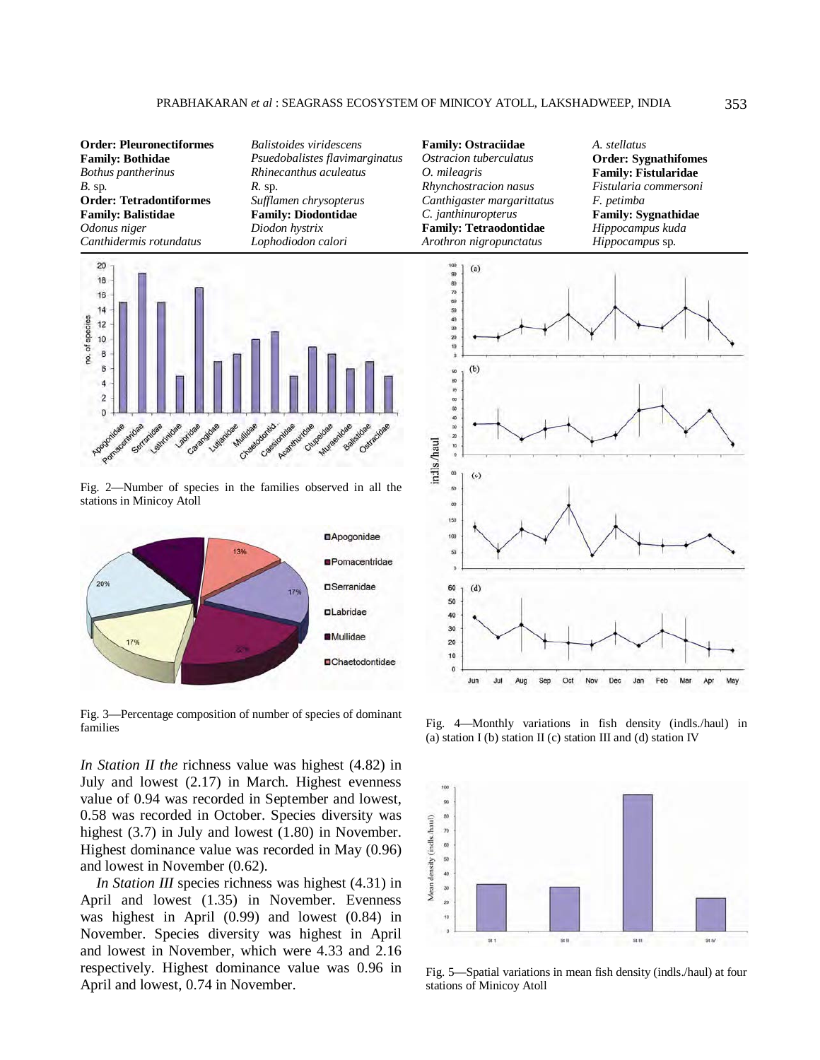**Order: Pleuronectiformes**
**Family: Bothidae**
*Bothus pantherinus*
*B.* sp.
**Order: Tetradontiformes**
**Family: Balistidae**
*Odonus niger*
*Canthidermis rotundatus*
*Balistoides viridescens*
*Psuedobalistes flavimarginatus*
*Rhinecanthus aculeatus*
*R.* sp.
*Sufflamen chrysopterus*
**Family: Diodontidae**
*Diodon hystrix*
*Lophodiodon calori*
**Family: Ostraciidae**
*Ostracion tuberculatus*
*O. mileagris*
*Rhynchostracion nasus*
*Canthigaster margarittatus*
*C. janthinuropterus*
**Family: Tetraodontidae**
*Arothron nigropunctatus*
*A. stellatus*
**Order: Sygnathifomes**
**Family: Fistularidae**
*Fistularia commersoni*
*F. petimba*
**Family: Sygnathidae**
*Hippocampus kuda*
*Hippocampus* sp.

Fig. 2—Number of species in the families observed in all the stations in Minicoy Atoll

Fig. 3—Percentage composition of number of species of dominant families

*In Station II the* richness value was highest (4.82) in July and lowest (2.17) in March. Highest evenness value of 0.94 was recorded in September and lowest, 0.58 was recorded in October. Species diversity was highest (3.7) in July and lowest (1.80) in November. Highest dominance value was recorded in May (0.96) and lowest in November (0.62).

*In Station III* species richness was highest (4.31) in April and lowest (1.35) in November. Evenness was highest in April (0.99) and lowest (0.84) in November. Species diversity was highest in April and lowest in November, which were 4.33 and 2.16 respectively. Highest dominance value was 0.96 in April and lowest, 0.74 in November.

Fig. 4—Monthly variations in fish density (indls./haul) in (a) station I (b) station II (c) station III and (d) station IV

Fig. 5—Spatial variations in mean fish density (indls./haul) at four stations of Minicoy Atoll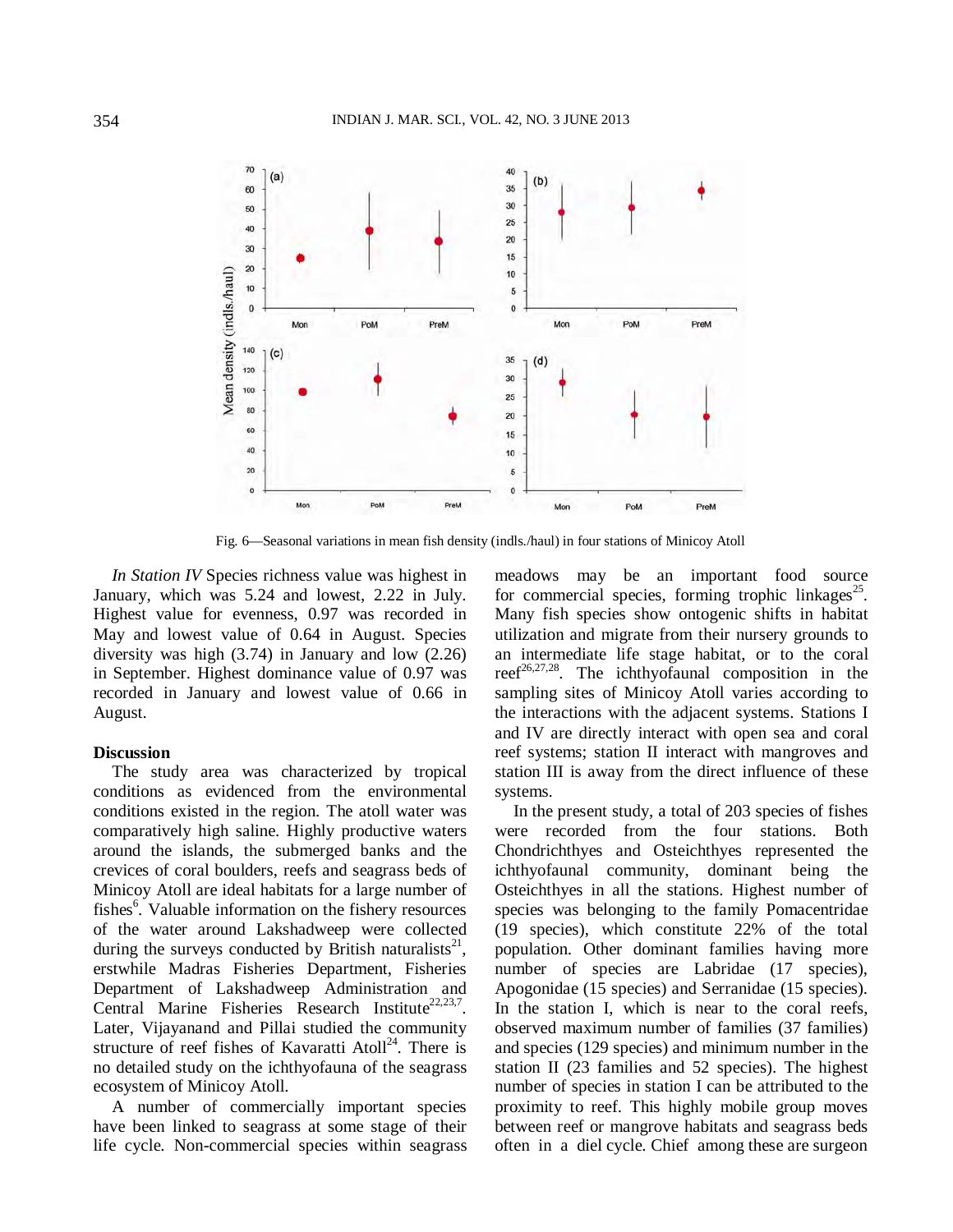Fig. 6—Seasonal variations in mean fish density (indls./haul) in four stations of Minicoy Atoll

*In Station IV* Species richness value was highest in January, which was 5.24 and lowest, 2.22 in July. Highest value for evenness, 0.97 was recorded in May and lowest value of 0.64 in August. Species diversity was high (3.74) in January and low (2.26) in September. Highest dominance value of 0.97 was recorded in January and lowest value of 0.66 in August.

## Discussion

The study area was characterized by tropical conditions as evidenced from the environmental conditions existed in the region. The atoll water was comparatively high saline. Highly productive waters around the islands, the submerged banks and the crevices of coral boulders, reefs and seagrass beds of Minicoy Atoll are ideal habitats for a large number of fishes[6]. Valuable information on the fishery resources of the water around Lakshadweep were collected during the surveys conducted by British naturalists[21], erstwhile Madras Fisheries Department, Fisheries Department of Lakshadweep Administration and Central Marine Fisheries Research Institute[22,23,7]. Later, Vijayanand and Pillai studied the community structure of reef fishes of Kavaratti Atoll[24]. There is no detailed study on the ichthyofauna of the seagrass ecosystem of Minicoy Atoll.

A number of commercially important species have been linked to seagrass at some stage of their life cycle. Non-commercial species within seagrass meadows may be an important food source for commercial species, forming trophic linkages[25]. Many fish species show ontogenic shifts in habitat utilization and migrate from their nursery grounds to an intermediate life stage habitat, or to the coral reef[26,27,28]. The ichthyofaunal composition in the sampling sites of Minicoy Atoll varies according to the interactions with the adjacent systems. Stations I and IV are directly interact with open sea and coral reef systems; station II interact with mangroves and station III is away from the direct influence of these systems.

In the present study, a total of 203 species of fishes were recorded from the four stations. Both Chondrichthyes and Osteichthyes represented the ichthyofaunal community, dominant being the Osteichthyes in all the stations. Highest number of species was belonging to the family Pomacentridae (19 species), which constitute 22% of the total population. Other dominant families having more number of species are Labridae (17 species), Apogonidae (15 species) and Serranidae (15 species). In the station I, which is near to the coral reefs, observed maximum number of families (37 families) and species (129 species) and minimum number in the station II (23 families and 52 species). The highest number of species in station I can be attributed to the proximity to reef. This highly mobile group moves between reef or mangrove habitats and seagrass beds often in a diel cycle. Chief among these are surgeon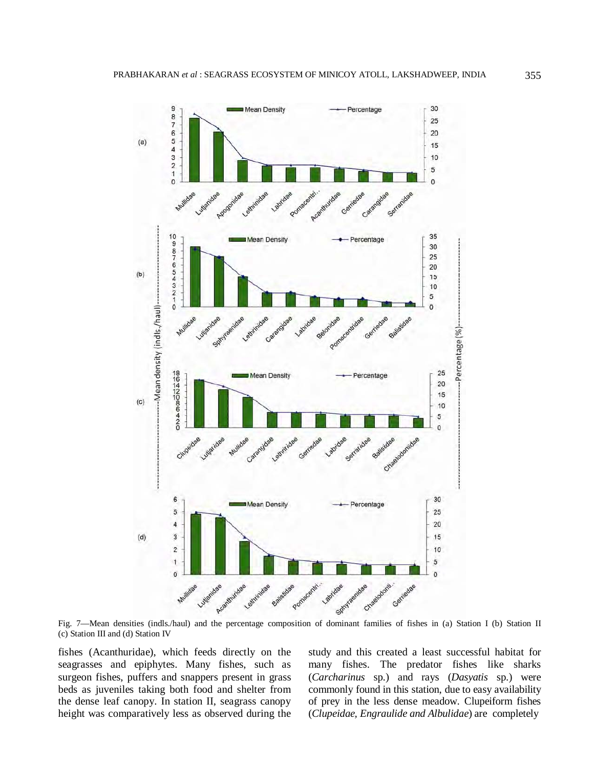Fig. 7—Mean densities (indls./haul) and the percentage composition of dominant families of fishes in (a) Station I (b) Station II (c) Station III and (d) Station IV

fishes (Acanthuridae), which feeds directly on the seagrasses and epiphytes. Many fishes, such as surgeon fishes, puffers and snappers present in grass beds as juveniles taking both food and shelter from the dense leaf canopy. In station II, seagrass canopy height was comparatively less as observed during the study and this created a least successful habitat for many fishes. The predator fishes like sharks (*Carcharinus* sp.) and rays (*Dasyatis* sp.) were commonly found in this station, due to easy availability of prey in the less dense meadow. Clupeiform fishes (*Clupeidae, Engraulide and Albulidae*) are completely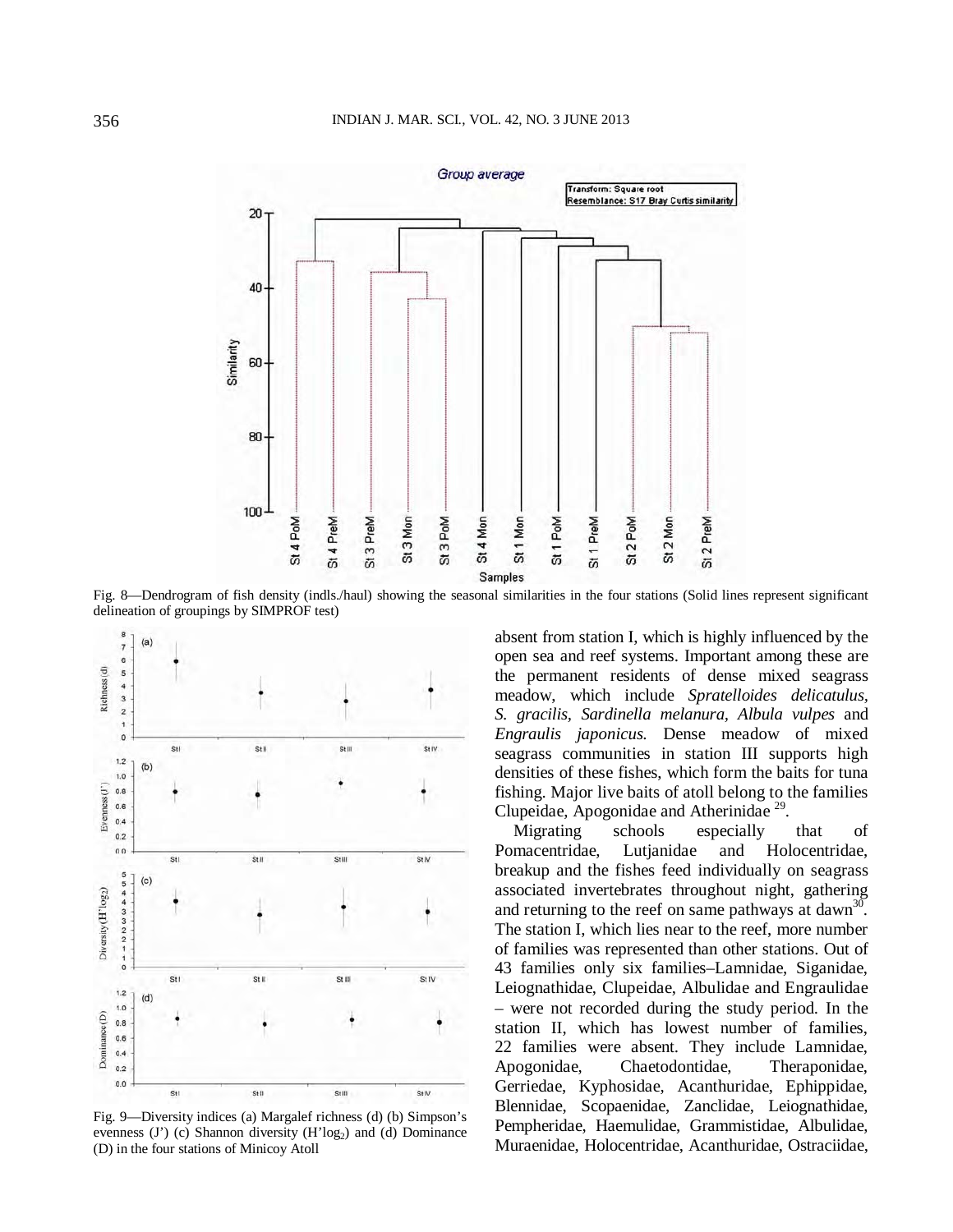Fig. 8—Dendrogram of fish density (indls./haul) showing the seasonal similarities in the four stations (Solid lines represent significant delineation of groupings by SIMPROF test)

Fig. 9—Diversity indices (a) Margalef richness (d) (b) Simpson's evenness (J') (c) Shannon diversity (H'log$_2$) and (d) Dominance (D) in the four stations of Minicoy Atoll

absent from station I, which is highly influenced by the open sea and reef systems. Important among these are the permanent residents of dense mixed seagrass meadow, which include *Spratelloides delicatulus*, *S. gracilis*, *Sardinella melanura*, *Albula vulpes* and *Engraulis japonicus*. Dense meadow of mixed seagrass communities in station III supports high densities of these fishes, which form the baits for tuna fishing. Major live baits of atoll belong to the families Clupeidae, Apogonidae and Atherinidae [29].

Migrating schools especially that of Pomacentridae, Lutjanidae and Holocentridae, breakup and the fishes feed individually on seagrass associated invertebrates throughout night, gathering and returning to the reef on same pathways at dawn[30]. The station I, which lies near to the reef, more number of families was represented than other stations. Out of 43 families only six families–Lamnidae, Siganidae, Leiognathidae, Clupeidae, Albulidae and Engraulidae – were not recorded during the study period. In the station II, which has lowest number of families, 22 families were absent. They include Lamnidae, Apogonidae, Chaetodontidae, Theraponidae, Gerriedae, Kyphosidae, Acanthuridae, Ephippidae, Blennidae, Scopaenidae, Zanclidae, Leiognathidae, Pempheridae, Haemulidae, Grammistidae, Albulidae, Muraenidae, Holocentridae, Acanthuridae, Ostraciidae,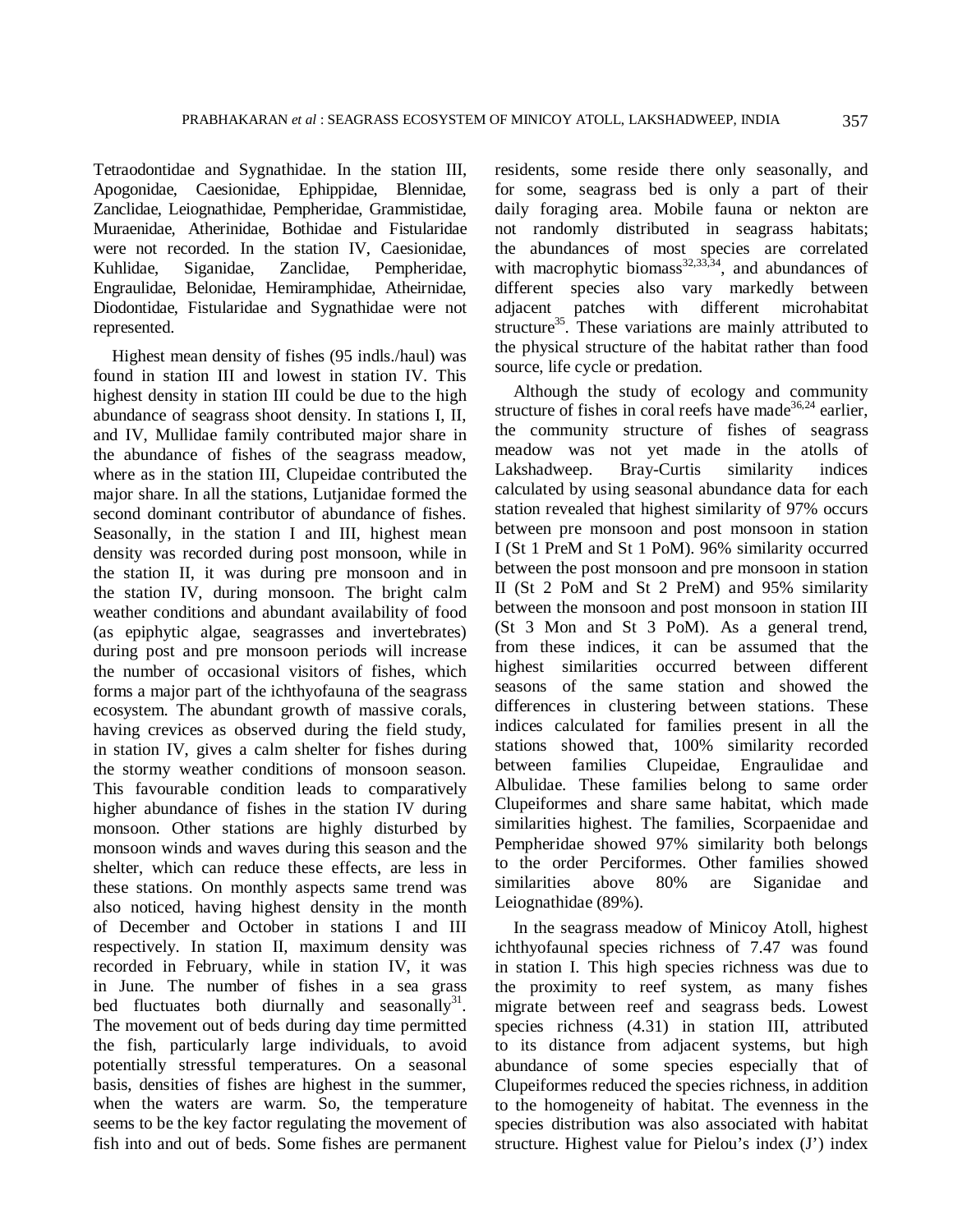Tetraodontidae and Sygnathidae. In the station III, Apogonidae, Caesionidae, Ephippidae, Blennidae, Zanclidae, Leiognathidae, Pempheridae, Grammistidae, Muraenidae, Atherinidae, Bothidae and Fistularidae were not recorded. In the station IV, Caesionidae, Kuhlidae, Siganidae, Zanclidae, Pempheridae, Engraulidae, Belonidae, Hemiramphidae, Atheirnidae, Diodontidae, Fistularidae and Sygnathidae were not represented.

Highest mean density of fishes (95 indls./haul) was found in station III and lowest in station IV. This highest density in station III could be due to the high abundance of seagrass shoot density. In stations I, II, and IV, Mullidae family contributed major share in the abundance of fishes of the seagrass meadow, where as in the station III, Clupeidae contributed the major share. In all the stations, Lutjanidae formed the second dominant contributor of abundance of fishes. Seasonally, in the station I and III, highest mean density was recorded during post monsoon, while in the station II, it was during pre monsoon and in the station IV, during monsoon. The bright calm weather conditions and abundant availability of food (as epiphytic algae, seagrasses and invertebrates) during post and pre monsoon periods will increase the number of occasional visitors of fishes, which forms a major part of the ichthyofauna of the seagrass ecosystem. The abundant growth of massive corals, having crevices as observed during the field study, in station IV, gives a calm shelter for fishes during the stormy weather conditions of monsoon season. This favourable condition leads to comparatively higher abundance of fishes in the station IV during monsoon. Other stations are highly disturbed by monsoon winds and waves during this season and the shelter, which can reduce these effects, are less in these stations. On monthly aspects same trend was also noticed, having highest density in the month of December and October in stations I and III respectively. In station II, maximum density was recorded in February, while in station IV, it was in June. The number of fishes in a sea grass bed fluctuates both diurnally and seasonally[31]. The movement out of beds during day time permitted the fish, particularly large individuals, to avoid potentially stressful temperatures. On a seasonal basis, densities of fishes are highest in the summer, when the waters are warm. So, the temperature seems to be the key factor regulating the movement of fish into and out of beds. Some fishes are permanent residents, some reside there only seasonally, and for some, seagrass bed is only a part of their daily foraging area. Mobile fauna or nekton are not randomly distributed in seagrass habitats; the abundances of most species are correlated with macrophytic biomass[32,33,34], and abundances of different species also vary markedly between adjacent patches with different microhabitat structure[35]. These variations are mainly attributed to the physical structure of the habitat rather than food source, life cycle or predation.

Although the study of ecology and community structure of fishes in coral reefs have made[36,24] earlier, the community structure of fishes of seagrass meadow was not yet made in the atolls of Lakshadweep. Bray-Curtis similarity indices calculated by using seasonal abundance data for each station revealed that highest similarity of 97% occurs between pre monsoon and post monsoon in station I (St 1 PreM and St 1 PoM). 96% similarity occurred between the post monsoon and pre monsoon in station II (St 2 PoM and St 2 PreM) and 95% similarity between the monsoon and post monsoon in station III (St 3 Mon and St 3 PoM). As a general trend, from these indices, it can be assumed that the highest similarities occurred between different seasons of the same station and showed the differences in clustering between stations. These indices calculated for families present in all the stations showed that, 100% similarity recorded between families Clupeidae, Engraulidae and Albulidae. These families belong to same order Clupeiformes and share same habitat, which made similarities highest. The families, Scorpaenidae and Pempheridae showed 97% similarity both belongs to the order Perciformes. Other families showed similarities above 80% are Siganidae and Leiognathidae (89%).

In the seagrass meadow of Minicoy Atoll, highest ichthyofaunal species richness of 7.47 was found in station I. This high species richness was due to the proximity to reef system, as many fishes migrate between reef and seagrass beds. Lowest species richness (4.31) in station III, attributed to its distance from adjacent systems, but high abundance of some species especially that of Clupeiformes reduced the species richness, in addition to the homogeneity of habitat. The evenness in the species distribution was also associated with habitat structure. Highest value for Pielou's index (J') index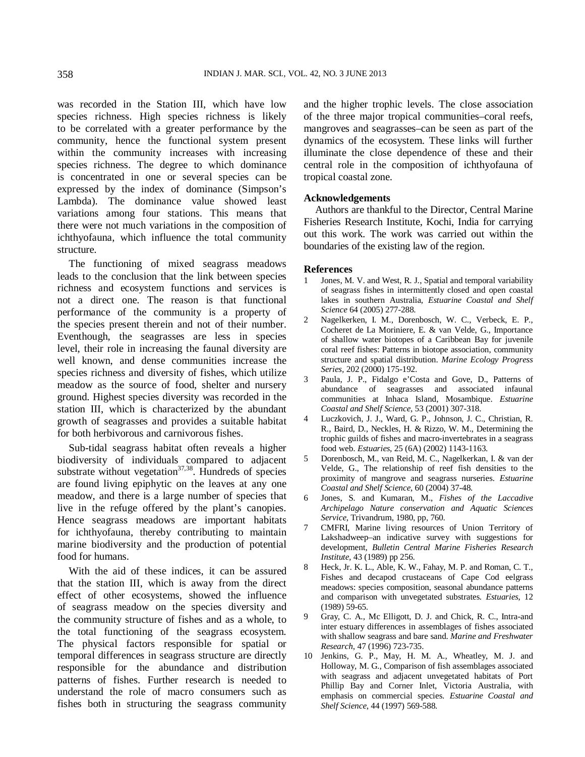was recorded in the Station III, which have low species richness. High species richness is likely to be correlated with a greater performance by the community, hence the functional system present within the community increases with increasing species richness. The degree to which dominance is concentrated in one or several species can be expressed by the index of dominance (Simpson's Lambda). The dominance value showed least variations among four stations. This means that there were not much variations in the composition of ichthyofauna, which influence the total community structure.

The functioning of mixed seagrass meadows leads to the conclusion that the link between species richness and ecosystem functions and services is not a direct one. The reason is that functional performance of the community is a property of the species present therein and not of their number. Eventhough, the seagrasses are less in species level, their role in increasing the faunal diversity are well known, and dense communities increase the species richness and diversity of fishes, which utilize meadow as the source of food, shelter and nursery ground. Highest species diversity was recorded in the station III, which is characterized by the abundant growth of seagrasses and provides a suitable habitat for both herbivorous and carnivorous fishes.

Sub-tidal seagrass habitat often reveals a higher biodiversity of individuals compared to adjacent substrate without vegetation[37,38]. Hundreds of species are found living epiphytic on the leaves at any one meadow, and there is a large number of species that live in the refuge offered by the plant's canopies. Hence seagrass meadows are important habitats for ichthyofauna, thereby contributing to maintain marine biodiversity and the production of potential food for humans.

With the aid of these indices, it can be assured that the station III, which is away from the direct effect of other ecosystems, showed the influence of seagrass meadow on the species diversity and the community structure of fishes and as a whole, to the total functioning of the seagrass ecosystem. The physical factors responsible for spatial or temporal differences in seagrass structure are directly responsible for the abundance and distribution patterns of fishes. Further research is needed to understand the role of macro consumers such as fishes both in structuring the seagrass community and the higher trophic levels. The close association of the three major tropical communities–coral reefs, mangroves and seagrasses–can be seen as part of the dynamics of the ecosystem. These links will further illuminate the close dependence of these and their central role in the composition of ichthyofauna of tropical coastal zone.

## Acknowledgements

Authors are thankful to the Director, Central Marine Fisheries Research Institute, Kochi, India for carrying out this work. The work was carried out within the boundaries of the existing law of the region.

## References

1. Jones, M. V. and West, R. J., Spatial and temporal variability of seagrass fishes in intermittently closed and open coastal lakes in southern Australia, *Estuarine Coastal and Shelf Science* 64 (2005) 277-288.
2. Nagelkerken, I. M., Dorenbosch, W. C., Verbeck, E. P., Cocheret de La Moriniere, E. & van Velde, G., Importance of shallow water biotopes of a Caribbean Bay for juvenile coral reef fishes: Patterns in biotope association, community structure and spatial distribution. *Marine Ecology Progress Series*, 202 (2000) 175-192.
3. Paula, J. P., Fidalgo e'Costa and Gove, D., Patterns of abundance of seagrasses and associated infaunal communities at Inhaca Island, Mosambique. *Estuarine Coastal and Shelf Science*, 53 (2001) 307-318.
4. Luczkovich, J. J., Ward, G. P., Johnson, J. C., Christian, R. R., Baird, D., Neckles, H. & Rizzo, W. M., Determining the trophic guilds of fishes and macro-invertebrates in a seagrass food web. *Estuaries*, 25 (6A) (2002) 1143-1163.
5. Dorenbosch, M., van Reid, M. C., Nagelkerkan, I. & van der Velde, G., The relationship of reef fish densities to the proximity of mangrove and seagrass nurseries. *Estuarine Coastal and Shelf Science*, 60 (2004) 37-48.
6. Jones, S. and Kumaran, M., *Fishes of the Laccadive Archipelago Nature conservation and Aquatic Sciences Service*, Trivandrum, 1980, pp, 760.
7. CMFRI, Marine living resources of Union Territory of Lakshadweep–an indicative survey with suggestions for development, *Bulletin Central Marine Fisheries Research Institute*, 43 (1989) pp 256.
8. Heck, Jr. K. L., Able, K. W., Fahay, M. P. and Roman, C. T., Fishes and decapod crustaceans of Cape Cod eelgrass meadows: species composition, seasonal abundance patterns and comparison with unvegetated substrates. *Estuaries*, 12 (1989) 59-65.
9. Gray, C. A., Mc Elligott, D. J. and Chick, R. C., Intra-and inter estuary differences in assemblages of fishes associated with shallow seagrass and bare sand. *Marine and Freshwater Research*, 47 (1996) 723-735.
10. Jenkins, G. P., May, H. M. A., Wheatley, M. J. and Holloway, M. G., Comparison of fish assemblages associated with seagrass and adjacent unvegetated habitats of Port Phillip Bay and Corner Inlet, Victoria Australia, with emphasis on commercial species. *Estuarine Coastal and Shelf Science*, 44 (1997) 569-588.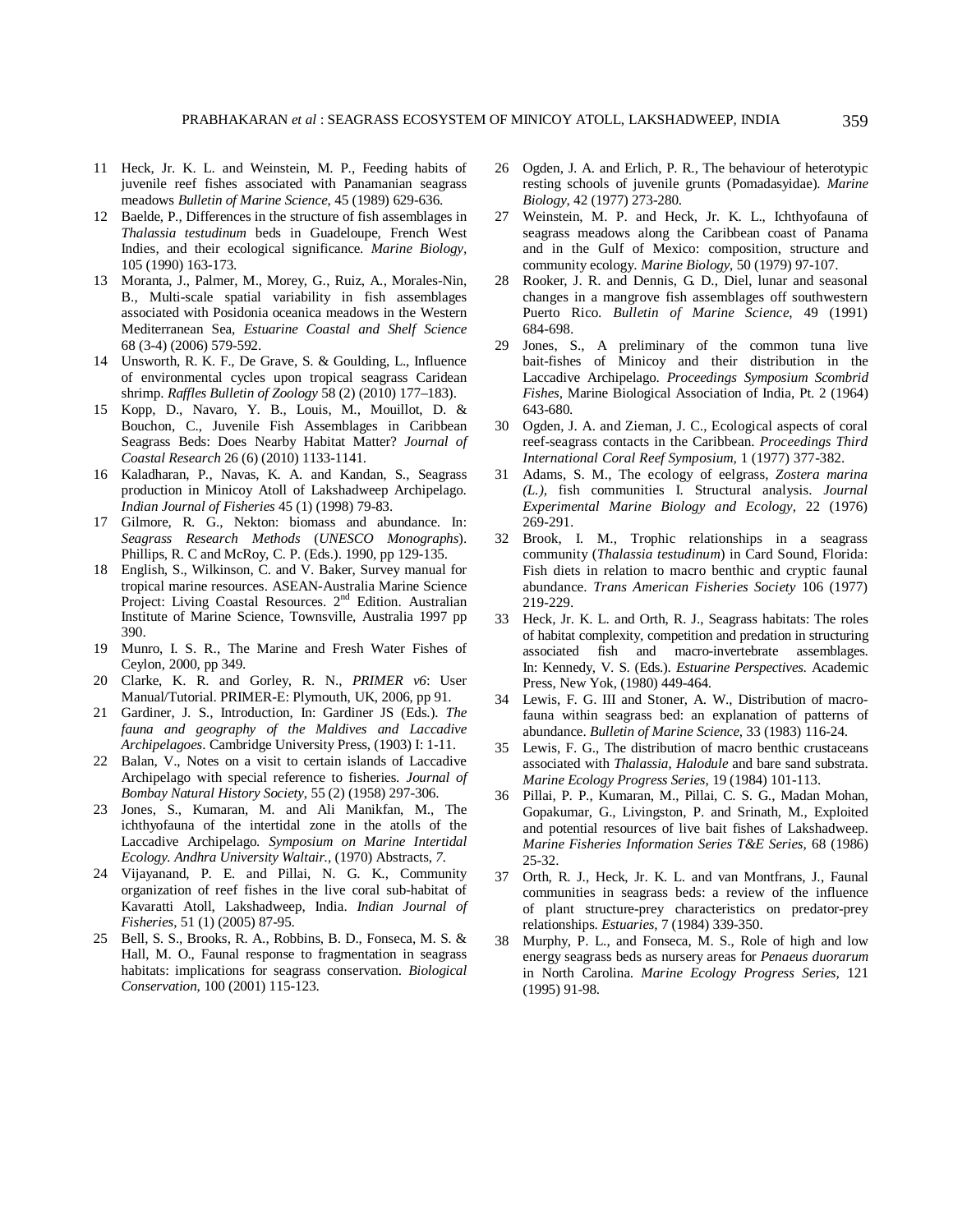11 Heck, Jr. K. L. and Weinstein, M. P., Feeding habits of juvenile reef fishes associated with Panamanian seagrass meadows *Bulletin of Marine Science*, 45 (1989) 629-636.

12 Baelde, P., Differences in the structure of fish assemblages in *Thalassia testudinum* beds in Guadeloupe, French West Indies, and their ecological significance. *Marine Biology*, 105 (1990) 163-173.

13 Moranta, J., Palmer, M., Morey, G., Ruiz, A., Morales-Nin, B., Multi-scale spatial variability in fish assemblages associated with Posidonia oceanica meadows in the Western Mediterranean Sea, *Estuarine Coastal and Shelf Science* 68 (3-4) (2006) 579-592.

14 Unsworth, R. K. F., De Grave, S. & Goulding, L., Influence of environmental cycles upon tropical seagrass Caridean shrimp. *Raffles Bulletin of Zoology* 58 (2) (2010) 177–183).

15 Kopp, D., Navaro, Y. B., Louis, M., Mouillot, D. & Bouchon, C., Juvenile Fish Assemblages in Caribbean Seagrass Beds: Does Nearby Habitat Matter? *Journal of Coastal Research* 26 (6) (2010) 1133-1141.

16 Kaladharan, P., Navas, K. A. and Kandan, S., Seagrass production in Minicoy Atoll of Lakshadweep Archipelago. *Indian Journal of Fisheries* 45 (1) (1998) 79-83.

17 Gilmore, R. G., Nekton: biomass and abundance. In: *Seagrass Research Methods* (*UNESCO Monographs*). Phillips, R. C and McRoy, C. P. (Eds.). 1990, pp 129-135.

18 English, S., Wilkinson, C. and V. Baker, Survey manual for tropical marine resources. ASEAN-Australia Marine Science Project: Living Coastal Resources. 2nd Edition. Australian Institute of Marine Science, Townsville, Australia 1997 pp 390.

19 Munro, I. S. R., The Marine and Fresh Water Fishes of Ceylon, 2000, pp 349.

20 Clarke, K. R. and Gorley, R. N., *PRIMER v6*: User Manual/Tutorial. PRIMER-E: Plymouth, UK, 2006, pp 91.

21 Gardiner, J. S., Introduction, In: Gardiner JS (Eds.). *The fauna and geography of the Maldives and Laccadive Archipelagoes*. Cambridge University Press, (1903) I: 1-11.

22 Balan, V., Notes on a visit to certain islands of Laccadive Archipelago with special reference to fisheries. *Journal of Bombay Natural History Society*, 55 (2) (1958) 297-306.

23 Jones, S., Kumaran, M. and Ali Manikfan, M., The ichthyofauna of the intertidal zone in the atolls of the Laccadive Archipelago. *Symposium on Marine Intertidal Ecology. Andhra University Waltair.*, (1970) Abstracts, *7*.

24 Vijayanand, P. E. and Pillai, N. G. K., Community organization of reef fishes in the live coral sub-habitat of Kavaratti Atoll, Lakshadweep, India. *Indian Journal of Fisheries*, 51 (1) (2005) 87-95.

25 Bell, S. S., Brooks, R. A., Robbins, B. D., Fonseca, M. S. & Hall, M. O., Faunal response to fragmentation in seagrass habitats: implications for seagrass conservation. *Biological Conservation*, 100 (2001) 115-123.

26 Ogden, J. A. and Erlich, P. R., The behaviour of heterotypic resting schools of juvenile grunts (Pomadasyidae). *Marine Biology*, 42 (1977) 273-280.

27 Weinstein, M. P. and Heck, Jr. K. L., Ichthyofauna of seagrass meadows along the Caribbean coast of Panama and in the Gulf of Mexico: composition, structure and community ecology. *Marine Biology*, 50 (1979) 97-107.

28 Rooker, J. R. and Dennis, G. D., Diel, lunar and seasonal changes in a mangrove fish assemblages off southwestern Puerto Rico. *Bulletin of Marine Science*, 49 (1991) 684-698.

29 Jones, S., A preliminary of the common tuna live bait-fishes of Minicoy and their distribution in the Laccadive Archipelago. *Proceedings Symposium Scombrid Fishes*, Marine Biological Association of India, Pt. 2 (1964) 643-680.

30 Ogden, J. A. and Zieman, J. C., Ecological aspects of coral reef-seagrass contacts in the Caribbean. *Proceedings Third International Coral Reef Symposium*, 1 (1977) 377-382.

31 Adams, S. M., The ecology of eelgrass, *Zostera marina (L.)*, fish communities I. Structural analysis. *Journal Experimental Marine Biology and Ecology*, 22 (1976) 269-291.

32 Brook, I. M., Trophic relationships in a seagrass community (*Thalassia testudinum*) in Card Sound, Florida: Fish diets in relation to macro benthic and cryptic faunal abundance. *Trans American Fisheries Society* 106 (1977) 219-229.

33 Heck, Jr. K. L. and Orth, R. J., Seagrass habitats: The roles of habitat complexity, competition and predation in structuring associated fish and macro-invertebrate assemblages. In: Kennedy, V. S. (Eds.). *Estuarine Perspectives*. Academic Press, New Yok, (1980) 449-464.

34 Lewis, F. G. III and Stoner, A. W., Distribution of macro-fauna within seagrass bed: an explanation of patterns of abundance. *Bulletin of Marine Science*, 33 (1983) 116-24.

35 Lewis, F. G., The distribution of macro benthic crustaceans associated with *Thalassia*, *Halodule* and bare sand substrata. *Marine Ecology Progress Series*, 19 (1984) 101-113.

36 Pillai, P. P., Kumaran, M., Pillai, C. S. G., Madan Mohan, Gopakumar, G., Livingston, P. and Srinath, M., Exploited and potential resources of live bait fishes of Lakshadweep. *Marine Fisheries Information Series T&E Series*, 68 (1986) 25-32.

37 Orth, R. J., Heck, Jr. K. L. and van Montfrans, J., Faunal communities in seagrass beds: a review of the influence of plant structure-prey characteristics on predator-prey relationships. *Estuaries*, 7 (1984) 339-350.

38 Murphy, P. L., and Fonseca, M. S., Role of high and low energy seagrass beds as nursery areas for *Penaeus duorarum* in North Carolina. *Marine Ecology Progress Series*, 121 (1995) 91-98.